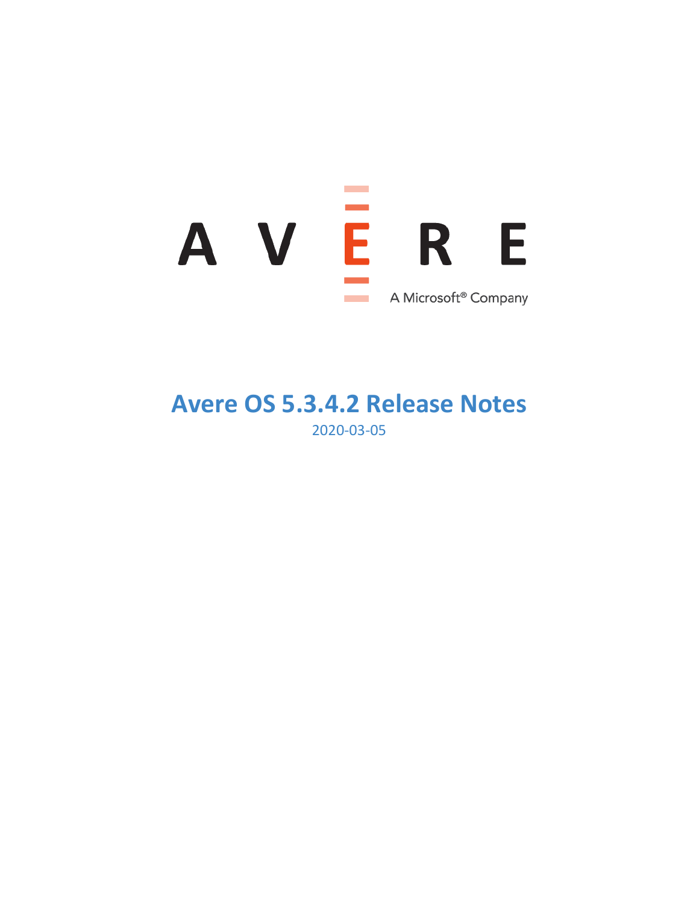AVERE

A Microsoft® Company

# Avere OS 5.3.4.2 Release Notes

2020-03-05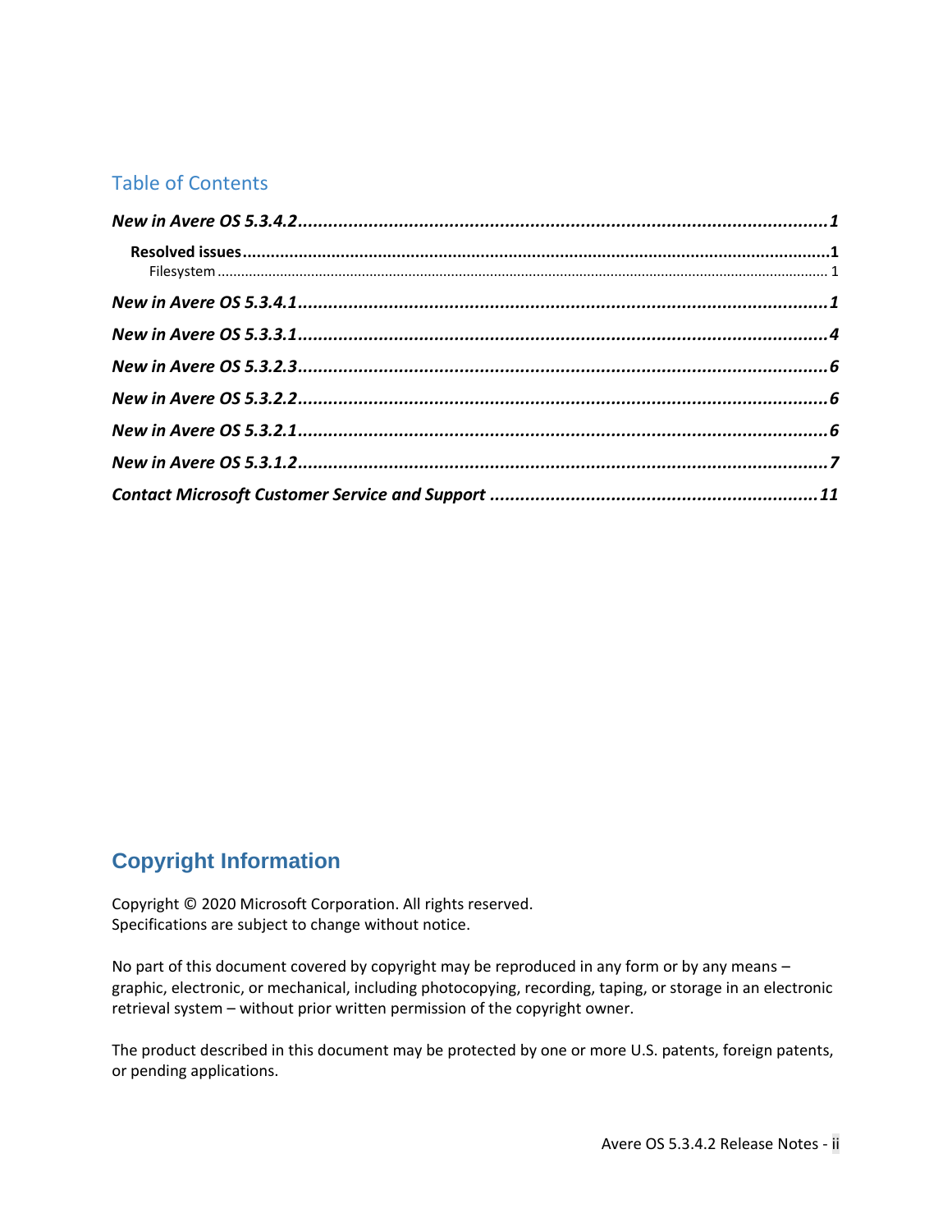## Table of Contents

*New in Avere OS 5.3.4.2* ........................................................................................... *1*

- **Resolved issues** ........................................................................................... **1**
  - Filesystem ........................................................................................... 1

*New in Avere OS 5.3.4.1* ........................................................................................... *1*

*New in Avere OS 5.3.3.1* ........................................................................................... *4*

*New in Avere OS 5.3.2.3* ........................................................................................... *6*

*New in Avere OS 5.3.2.2* ........................................................................................... *6*

*New in Avere OS 5.3.2.1* ........................................................................................... *6*

*New in Avere OS 5.3.1.2* ........................................................................................... *7*

*Contact Microsoft Customer Service and Support* ........................................................................................... *11*

## Copyright Information

Copyright © 2020 Microsoft Corporation. All rights reserved.
Specifications are subject to change without notice.

No part of this document covered by copyright may be reproduced in any form or by any means – graphic, electronic, or mechanical, including photocopying, recording, taping, or storage in an electronic retrieval system – without prior written permission of the copyright owner.

The product described in this document may be protected by one or more U.S. patents, foreign patents, or pending applications.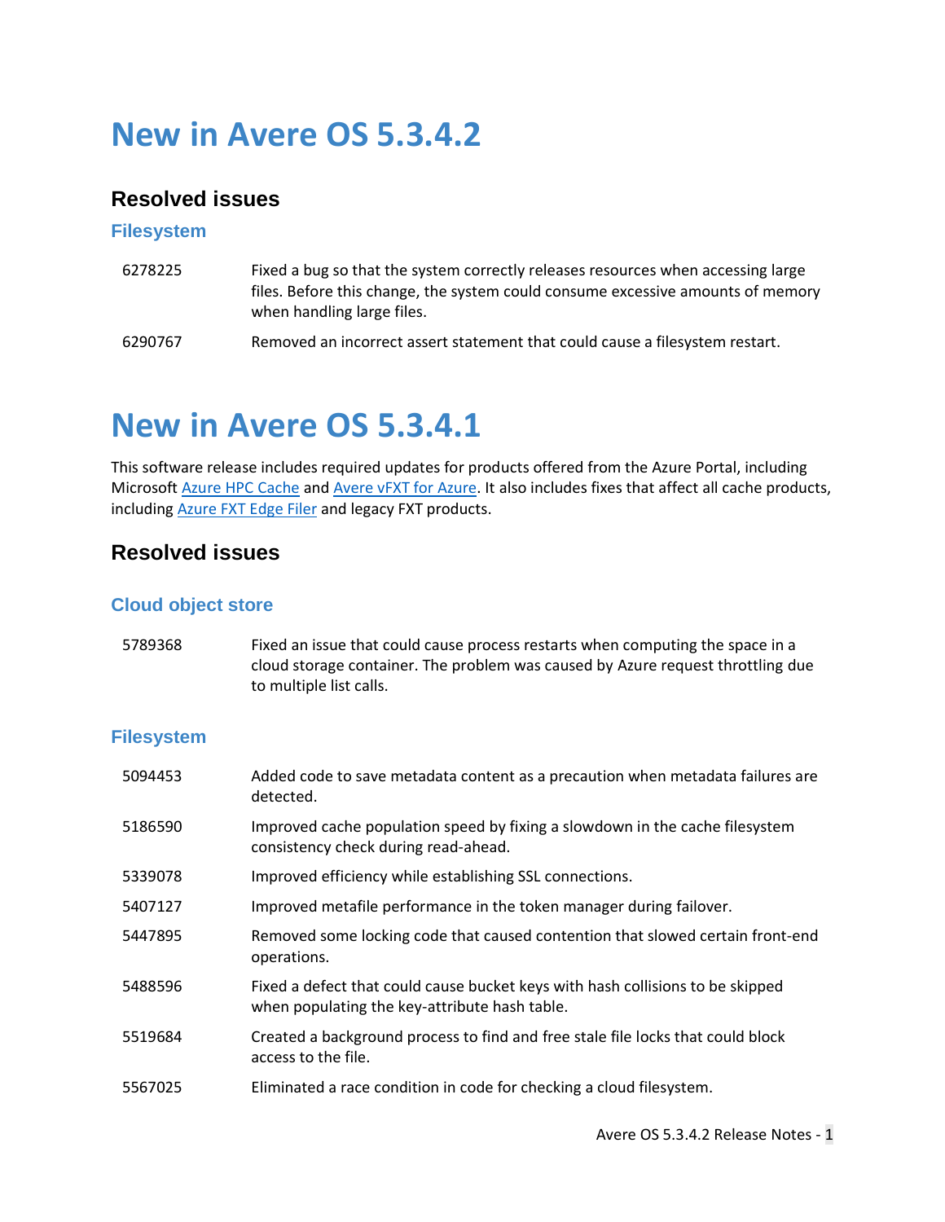# New in Avere OS 5.3.4.2

## Resolved issues

### Filesystem

| | |
|---|---|
| 6278225 | Fixed a bug so that the system correctly releases resources when accessing large files. Before this change, the system could consume excessive amounts of memory when handling large files. |
| 6290767 | Removed an incorrect assert statement that could cause a filesystem restart. |

# New in Avere OS 5.3.4.1

This software release includes required updates for products offered from the Azure Portal, including Microsoft [Azure HPC Cache]() and [Avere vFXT for Azure](). It also includes fixes that affect all cache products, including [Azure FXT Edge Filer]() and legacy FXT products.

## Resolved issues

### Cloud object store

| | |
|---|---|
| 5789368 | Fixed an issue that could cause process restarts when computing the space in a cloud storage container. The problem was caused by Azure request throttling due to multiple list calls. |

### Filesystem

| | |
|---|---|
| 5094453 | Added code to save metadata content as a precaution when metadata failures are detected. |
| 5186590 | Improved cache population speed by fixing a slowdown in the cache filesystem consistency check during read-ahead. |
| 5339078 | Improved efficiency while establishing SSL connections. |
| 5407127 | Improved metafile performance in the token manager during failover. |
| 5447895 | Removed some locking code that caused contention that slowed certain front-end operations. |
| 5488596 | Fixed a defect that could cause bucket keys with hash collisions to be skipped when populating the key-attribute hash table. |
| 5519684 | Created a background process to find and free stale file locks that could block access to the file. |
| 5567025 | Eliminated a race condition in code for checking a cloud filesystem. |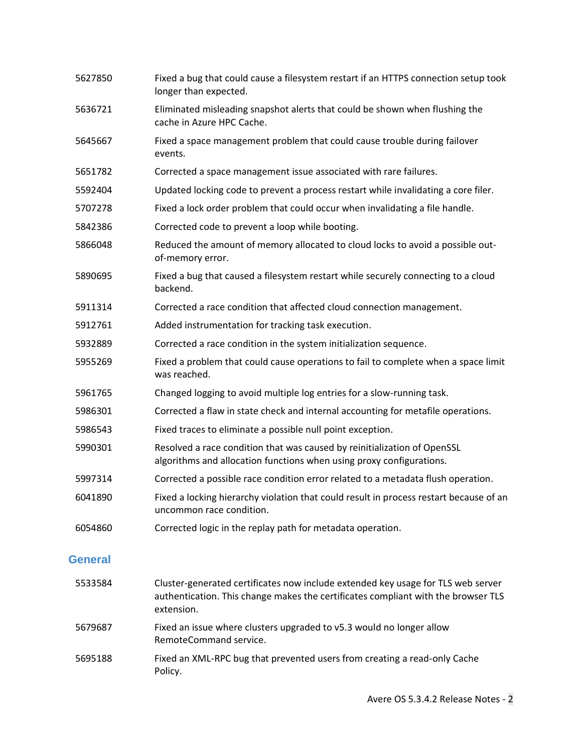| | |
|---|---|
| 5627850 | Fixed a bug that could cause a filesystem restart if an HTTPS connection setup took longer than expected. |
| 5636721 | Eliminated misleading snapshot alerts that could be shown when flushing the cache in Azure HPC Cache. |
| 5645667 | Fixed a space management problem that could cause trouble during failover events. |
| 5651782 | Corrected a space management issue associated with rare failures. |
| 5592404 | Updated locking code to prevent a process restart while invalidating a core filer. |
| 5707278 | Fixed a lock order problem that could occur when invalidating a file handle. |
| 5842386 | Corrected code to prevent a loop while booting. |
| 5866048 | Reduced the amount of memory allocated to cloud locks to avoid a possible out-of-memory error. |
| 5890695 | Fixed a bug that caused a filesystem restart while securely connecting to a cloud backend. |
| 5911314 | Corrected a race condition that affected cloud connection management. |
| 5912761 | Added instrumentation for tracking task execution. |
| 5932889 | Corrected a race condition in the system initialization sequence. |
| 5955269 | Fixed a problem that could cause operations to fail to complete when a space limit was reached. |
| 5961765 | Changed logging to avoid multiple log entries for a slow-running task. |
| 5986301 | Corrected a flaw in state check and internal accounting for metafile operations. |
| 5986543 | Fixed traces to eliminate a possible null point exception. |
| 5990301 | Resolved a race condition that was caused by reinitialization of OpenSSL algorithms and allocation functions when using proxy configurations. |
| 5997314 | Corrected a possible race condition error related to a metadata flush operation. |
| 6041890 | Fixed a locking hierarchy violation that could result in process restart because of an uncommon race condition. |
| 6054860 | Corrected logic in the replay path for metadata operation. |

## General

| | |
|---|---|
| 5533584 | Cluster-generated certificates now include extended key usage for TLS web server authentication. This change makes the certificates compliant with the browser TLS extension. |
| 5679687 | Fixed an issue where clusters upgraded to v5.3 would no longer allow RemoteCommand service. |
| 5695188 | Fixed an XML-RPC bug that prevented users from creating a read-only Cache Policy. |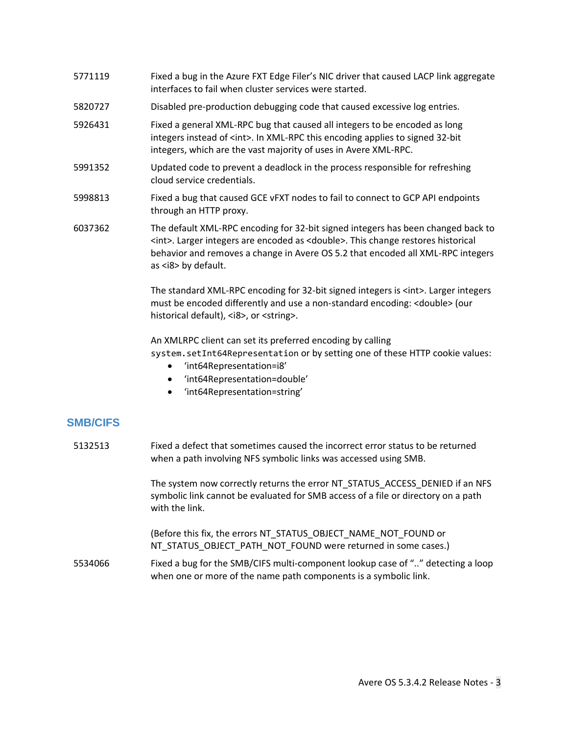| | |
|---|---|
| 5771119 | Fixed a bug in the Azure FXT Edge Filer's NIC driver that caused LACP link aggregate interfaces to fail when cluster services were started. |
| 5820727 | Disabled pre-production debugging code that caused excessive log entries. |
| 5926431 | Fixed a general XML-RPC bug that caused all integers to be encoded as long integers instead of <int>. In XML-RPC this encoding applies to signed 32-bit integers, which are the vast majority of uses in Avere XML-RPC. |
| 5991352 | Updated code to prevent a deadlock in the process responsible for refreshing cloud service credentials. |
| 5998813 | Fixed a bug that caused GCE vFXT nodes to fail to connect to GCP API endpoints through an HTTP proxy. |
| 6037362 | The default XML-RPC encoding for 32-bit signed integers has been changed back to <int>. Larger integers are encoded as <double>. This change restores historical behavior and removes a change in Avere OS 5.2 that encoded all XML-RPC integers as <i8> by default.<br><br>The standard XML-RPC encoding for 32-bit signed integers is <int>. Larger integers must be encoded differently and use a non-standard encoding: <double> (our historical default), <i8>, or <string>.<br><br>An XMLRPC client can set its preferred encoding by calling `system.setInt64Representation` or by setting one of these HTTP cookie values:<br>• 'int64Representation=i8'<br>• 'int64Representation=double'<br>• 'int64Representation=string' |

## SMB/CIFS

| | |
|---|---|
| 5132513 | Fixed a defect that sometimes caused the incorrect error status to be returned when a path involving NFS symbolic links was accessed using SMB.<br><br>The system now correctly returns the error NT_STATUS_ACCESS_DENIED if an NFS symbolic link cannot be evaluated for SMB access of a file or directory on a path with the link.<br><br>(Before this fix, the errors NT_STATUS_OBJECT_NAME_NOT_FOUND or NT_STATUS_OBJECT_PATH_NOT_FOUND were returned in some cases.) |
| 5534066 | Fixed a bug for the SMB/CIFS multi-component lookup case of ".." detecting a loop when one or more of the name path components is a symbolic link. |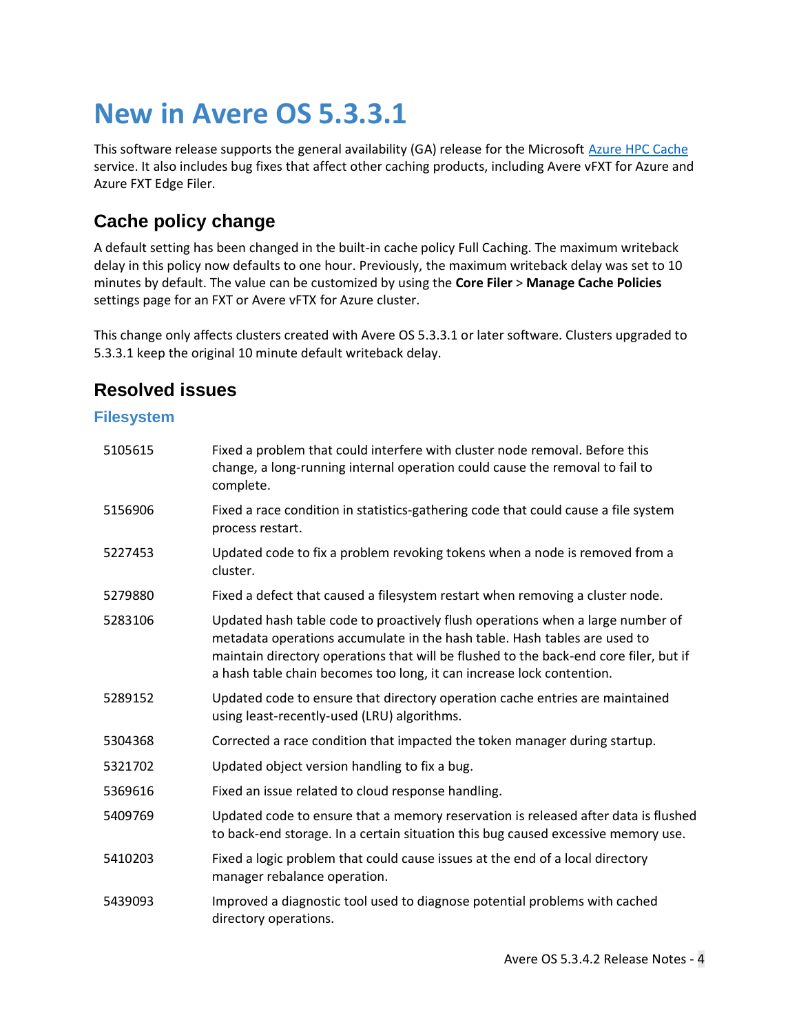# New in Avere OS 5.3.3.1

This software release supports the general availability (GA) release for the Microsoft [Azure HPC Cache](Azure HPC Cache) service. It also includes bug fixes that affect other caching products, including Avere vFXT for Azure and Azure FXT Edge Filer.

## Cache policy change

A default setting has been changed in the built-in cache policy Full Caching. The maximum writeback delay in this policy now defaults to one hour. Previously, the maximum writeback delay was set to 10 minutes by default. The value can be customized by using the **Core Filer** > **Manage Cache Policies** settings page for an FXT or Avere vFTX for Azure cluster.

This change only affects clusters created with Avere OS 5.3.3.1 or later software. Clusters upgraded to 5.3.3.1 keep the original 10 minute default writeback delay.

## Resolved issues

### Filesystem

| | |
|---|---|
| 5105615 | Fixed a problem that could interfere with cluster node removal. Before this change, a long-running internal operation could cause the removal to fail to complete. |
| 5156906 | Fixed a race condition in statistics-gathering code that could cause a file system process restart. |
| 5227453 | Updated code to fix a problem revoking tokens when a node is removed from a cluster. |
| 5279880 | Fixed a defect that caused a filesystem restart when removing a cluster node. |
| 5283106 | Updated hash table code to proactively flush operations when a large number of metadata operations accumulate in the hash table. Hash tables are used to maintain directory operations that will be flushed to the back-end core filer, but if a hash table chain becomes too long, it can increase lock contention. |
| 5289152 | Updated code to ensure that directory operation cache entries are maintained using least-recently-used (LRU) algorithms. |
| 5304368 | Corrected a race condition that impacted the token manager during startup. |
| 5321702 | Updated object version handling to fix a bug. |
| 5369616 | Fixed an issue related to cloud response handling. |
| 5409769 | Updated code to ensure that a memory reservation is released after data is flushed to back-end storage. In a certain situation this bug caused excessive memory use. |
| 5410203 | Fixed a logic problem that could cause issues at the end of a local directory manager rebalance operation. |
| 5439093 | Improved a diagnostic tool used to diagnose potential problems with cached directory operations. |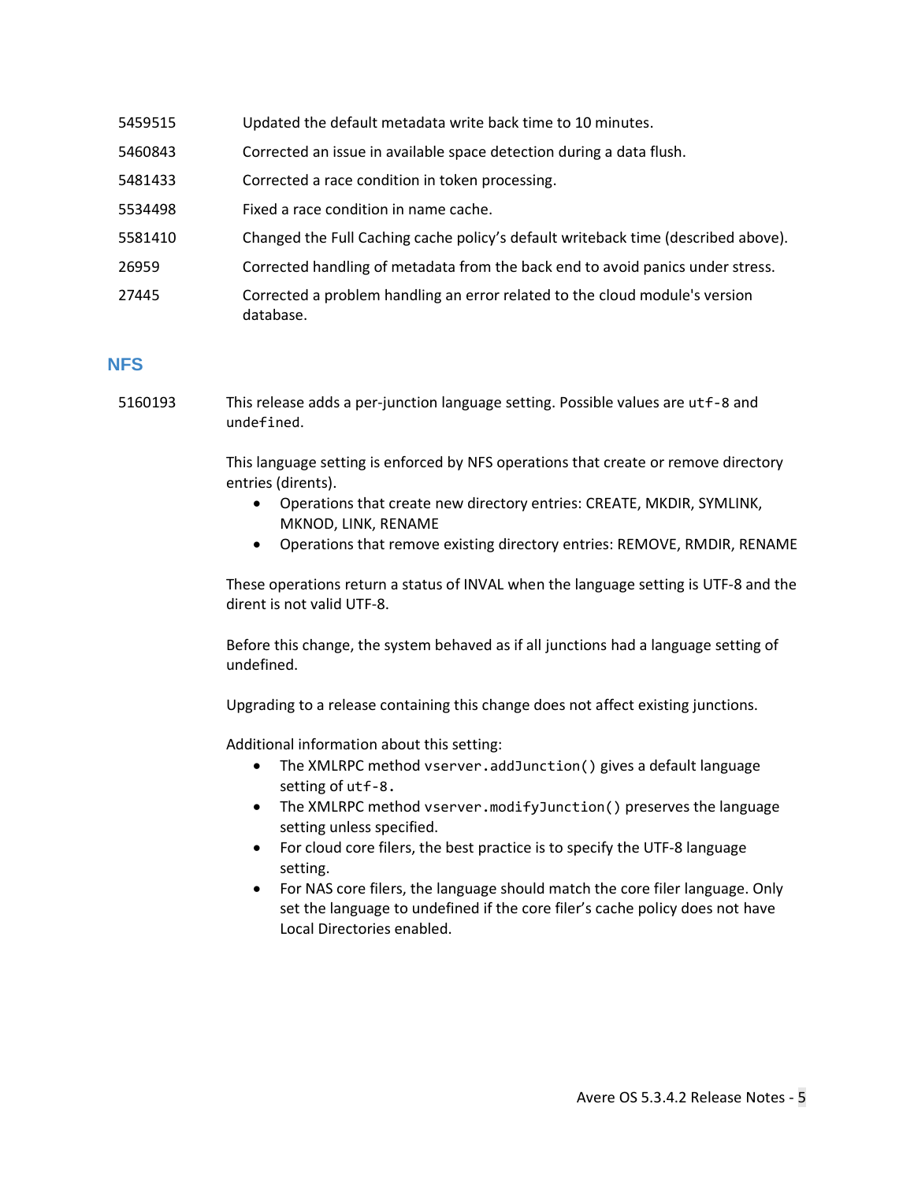| | |
|---|---|
| 5459515 | Updated the default metadata write back time to 10 minutes. |
| 5460843 | Corrected an issue in available space detection during a data flush. |
| 5481433 | Corrected a race condition in token processing. |
| 5534498 | Fixed a race condition in name cache. |
| 5581410 | Changed the Full Caching cache policy's default writeback time (described above). |
| 26959 | Corrected handling of metadata from the back end to avoid panics under stress. |
| 27445 | Corrected a problem handling an error related to the cloud module's version database. |

## NFS

5160193

This release adds a per-junction language setting. Possible values are `utf-8` and `undefined`.

This language setting is enforced by NFS operations that create or remove directory entries (dirents).

- Operations that create new directory entries: CREATE, MKDIR, SYMLINK, MKNOD, LINK, RENAME
- Operations that remove existing directory entries: REMOVE, RMDIR, RENAME

These operations return a status of INVAL when the language setting is UTF-8 and the dirent is not valid UTF-8.

Before this change, the system behaved as if all junctions had a language setting of undefined.

Upgrading to a release containing this change does not affect existing junctions.

Additional information about this setting:

- The XMLRPC method `vserver.addJunction()` gives a default language setting of `utf-8.`
- The XMLRPC method `vserver.modifyJunction()` preserves the language setting unless specified.
- For cloud core filers, the best practice is to specify the UTF-8 language setting.
- For NAS core filers, the language should match the core filer language. Only set the language to undefined if the core filer's cache policy does not have Local Directories enabled.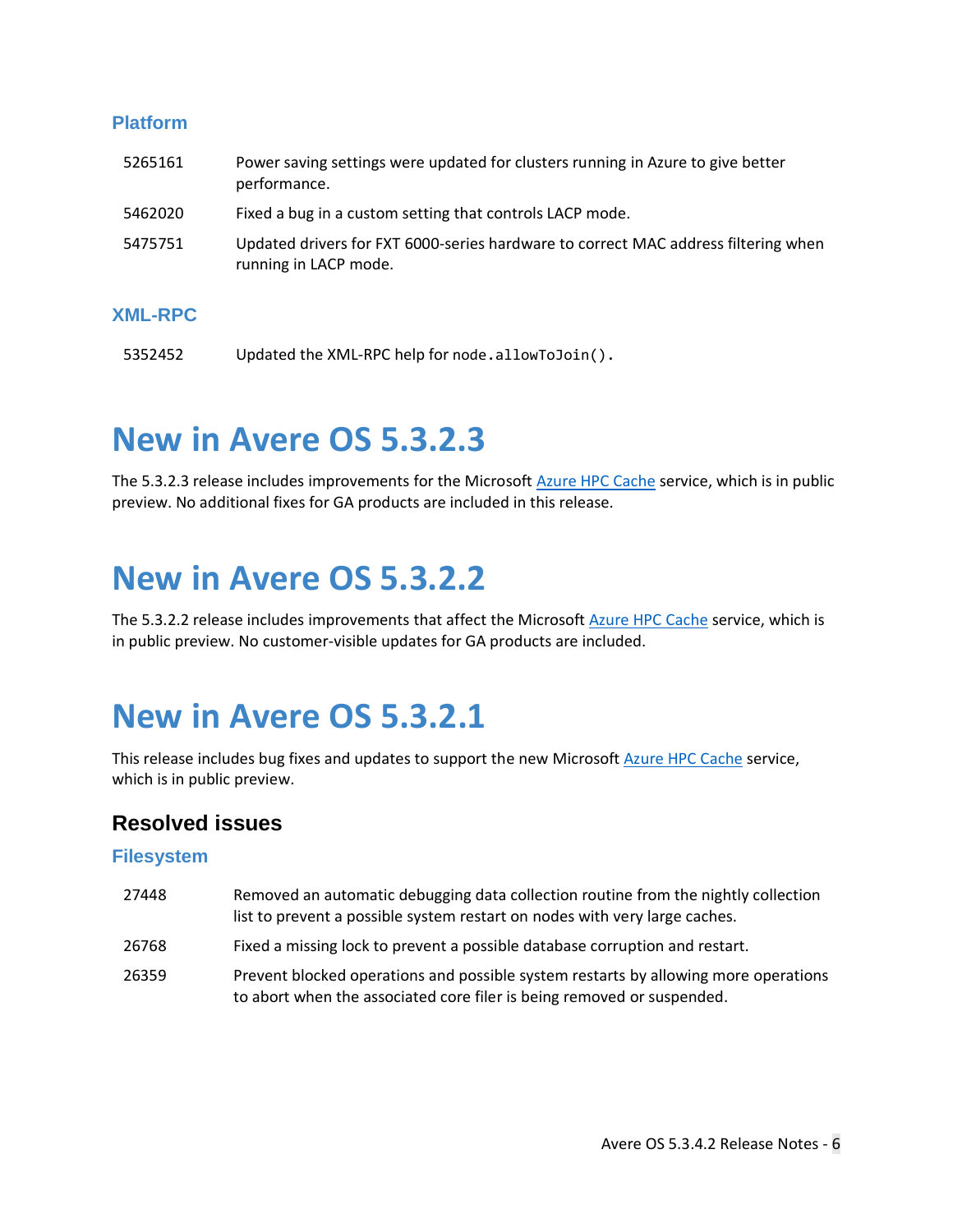### Platform

| | |
|---|---|
| 5265161 | Power saving settings were updated for clusters running in Azure to give better performance. |
| 5462020 | Fixed a bug in a custom setting that controls LACP mode. |
| 5475751 | Updated drivers for FXT 6000-series hardware to correct MAC address filtering when running in LACP mode. |

### XML-RPC

| | |
|---|---|
| 5352452 | Updated the XML-RPC help for `node.allowToJoin()`. |

# New in Avere OS 5.3.2.3

The 5.3.2.3 release includes improvements for the Microsoft Azure HPC Cache service, which is in public preview. No additional fixes for GA products are included in this release.

# New in Avere OS 5.3.2.2

The 5.3.2.2 release includes improvements that affect the Microsoft Azure HPC Cache service, which is in public preview. No customer-visible updates for GA products are included.

# New in Avere OS 5.3.2.1

This release includes bug fixes and updates to support the new Microsoft Azure HPC Cache service, which is in public preview.

## Resolved issues

### Filesystem

| | |
|---|---|
| 27448 | Removed an automatic debugging data collection routine from the nightly collection list to prevent a possible system restart on nodes with very large caches. |
| 26768 | Fixed a missing lock to prevent a possible database corruption and restart. |
| 26359 | Prevent blocked operations and possible system restarts by allowing more operations to abort when the associated core filer is being removed or suspended. |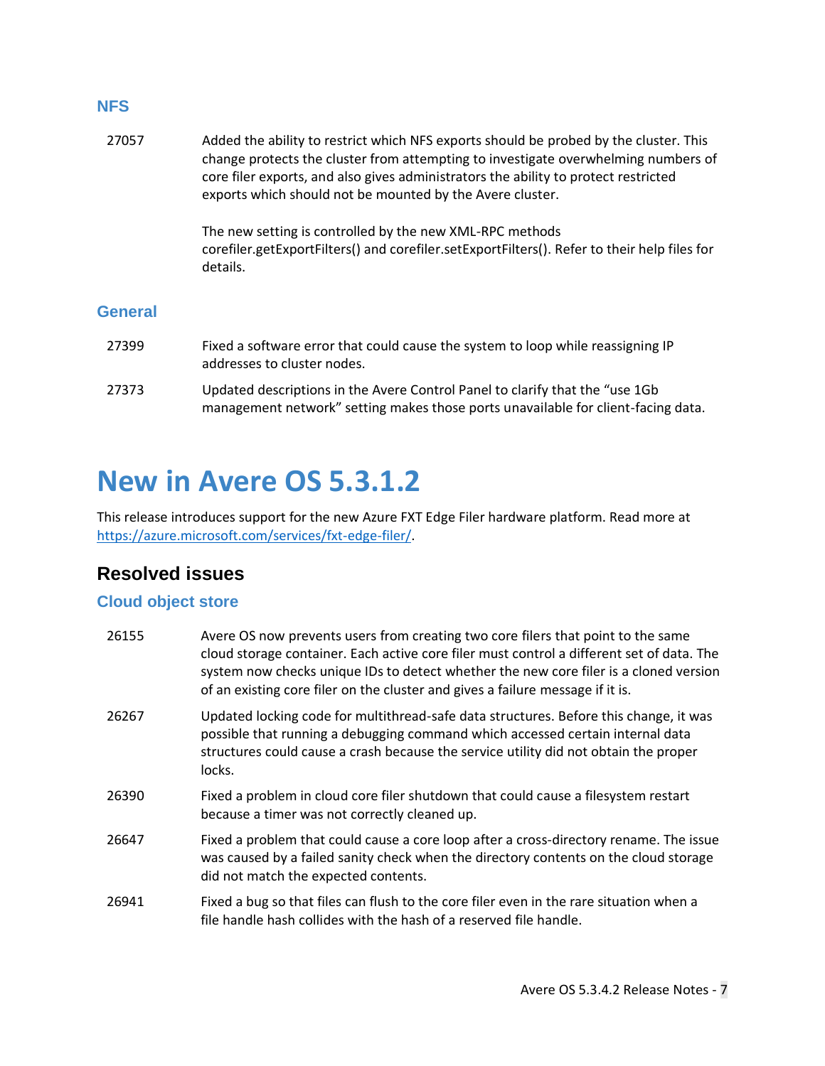### NFS

| | |
|---|---|
| 27057 | Added the ability to restrict which NFS exports should be probed by the cluster. This change protects the cluster from attempting to investigate overwhelming numbers of core filer exports, and also gives administrators the ability to protect restricted exports which should not be mounted by the Avere cluster.<br><br>The new setting is controlled by the new XML-RPC methods corefiler.getExportFilters() and corefiler.setExportFilters(). Refer to their help files for details. |

### General

| | |
|---|---|
| 27399 | Fixed a software error that could cause the system to loop while reassigning IP addresses to cluster nodes. |
| 27373 | Updated descriptions in the Avere Control Panel to clarify that the “use 1Gb management network” setting makes those ports unavailable for client-facing data. |

# New in Avere OS 5.3.1.2

This release introduces support for the new Azure FXT Edge Filer hardware platform. Read more at https://azure.microsoft.com/services/fxt-edge-filer/.

## Resolved issues

### Cloud object store

| | |
|---|---|
| 26155 | Avere OS now prevents users from creating two core filers that point to the same cloud storage container. Each active core filer must control a different set of data. The system now checks unique IDs to detect whether the new core filer is a cloned version of an existing core filer on the cluster and gives a failure message if it is. |
| 26267 | Updated locking code for multithread-safe data structures. Before this change, it was possible that running a debugging command which accessed certain internal data structures could cause a crash because the service utility did not obtain the proper locks. |
| 26390 | Fixed a problem in cloud core filer shutdown that could cause a filesystem restart because a timer was not correctly cleaned up. |
| 26647 | Fixed a problem that could cause a core loop after a cross-directory rename. The issue was caused by a failed sanity check when the directory contents on the cloud storage did not match the expected contents. |
| 26941 | Fixed a bug so that files can flush to the core filer even in the rare situation when a file handle hash collides with the hash of a reserved file handle. |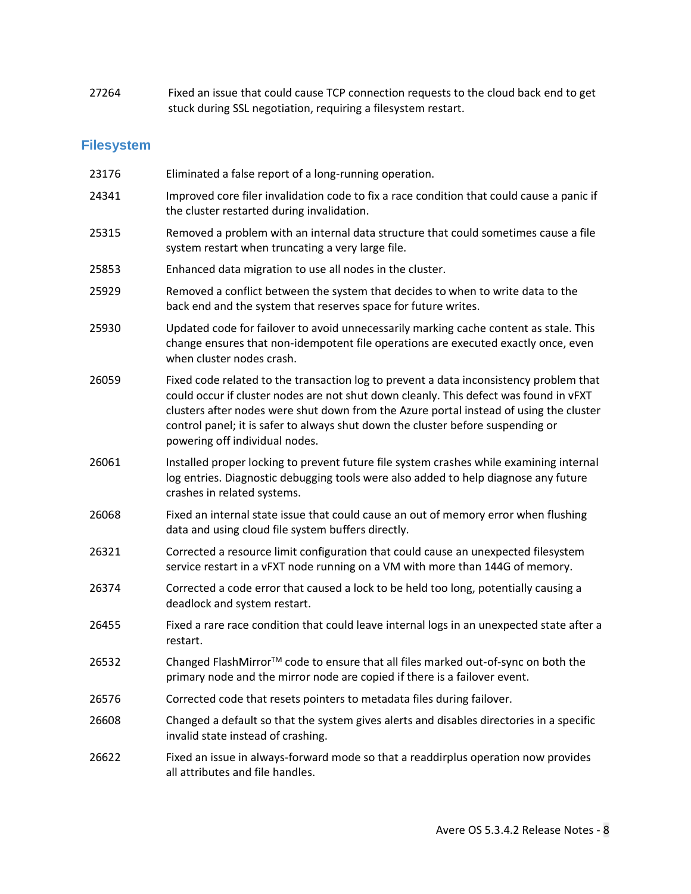| | |
|---|---|
| 27264 | Fixed an issue that could cause TCP connection requests to the cloud back end to get stuck during SSL negotiation, requiring a filesystem restart. |

## Filesystem

| | |
|---|---|
| 23176 | Eliminated a false report of a long-running operation. |
| 24341 | Improved core filer invalidation code to fix a race condition that could cause a panic if the cluster restarted during invalidation. |
| 25315 | Removed a problem with an internal data structure that could sometimes cause a file system restart when truncating a very large file. |
| 25853 | Enhanced data migration to use all nodes in the cluster. |
| 25929 | Removed a conflict between the system that decides to when to write data to the back end and the system that reserves space for future writes. |
| 25930 | Updated code for failover to avoid unnecessarily marking cache content as stale. This change ensures that non-idempotent file operations are executed exactly once, even when cluster nodes crash. |
| 26059 | Fixed code related to the transaction log to prevent a data inconsistency problem that could occur if cluster nodes are not shut down cleanly. This defect was found in vFXT clusters after nodes were shut down from the Azure portal instead of using the cluster control panel; it is safer to always shut down the cluster before suspending or powering off individual nodes. |
| 26061 | Installed proper locking to prevent future file system crashes while examining internal log entries. Diagnostic debugging tools were also added to help diagnose any future crashes in related systems. |
| 26068 | Fixed an internal state issue that could cause an out of memory error when flushing data and using cloud file system buffers directly. |
| 26321 | Corrected a resource limit configuration that could cause an unexpected filesystem service restart in a vFXT node running on a VM with more than 144G of memory. |
| 26374 | Corrected a code error that caused a lock to be held too long, potentially causing a deadlock and system restart. |
| 26455 | Fixed a rare race condition that could leave internal logs in an unexpected state after a restart. |
| 26532 | Changed FlashMirror™ code to ensure that all files marked out-of-sync on both the primary node and the mirror node are copied if there is a failover event. |
| 26576 | Corrected code that resets pointers to metadata files during failover. |
| 26608 | Changed a default so that the system gives alerts and disables directories in a specific invalid state instead of crashing. |
| 26622 | Fixed an issue in always-forward mode so that a readdirplus operation now provides all attributes and file handles. |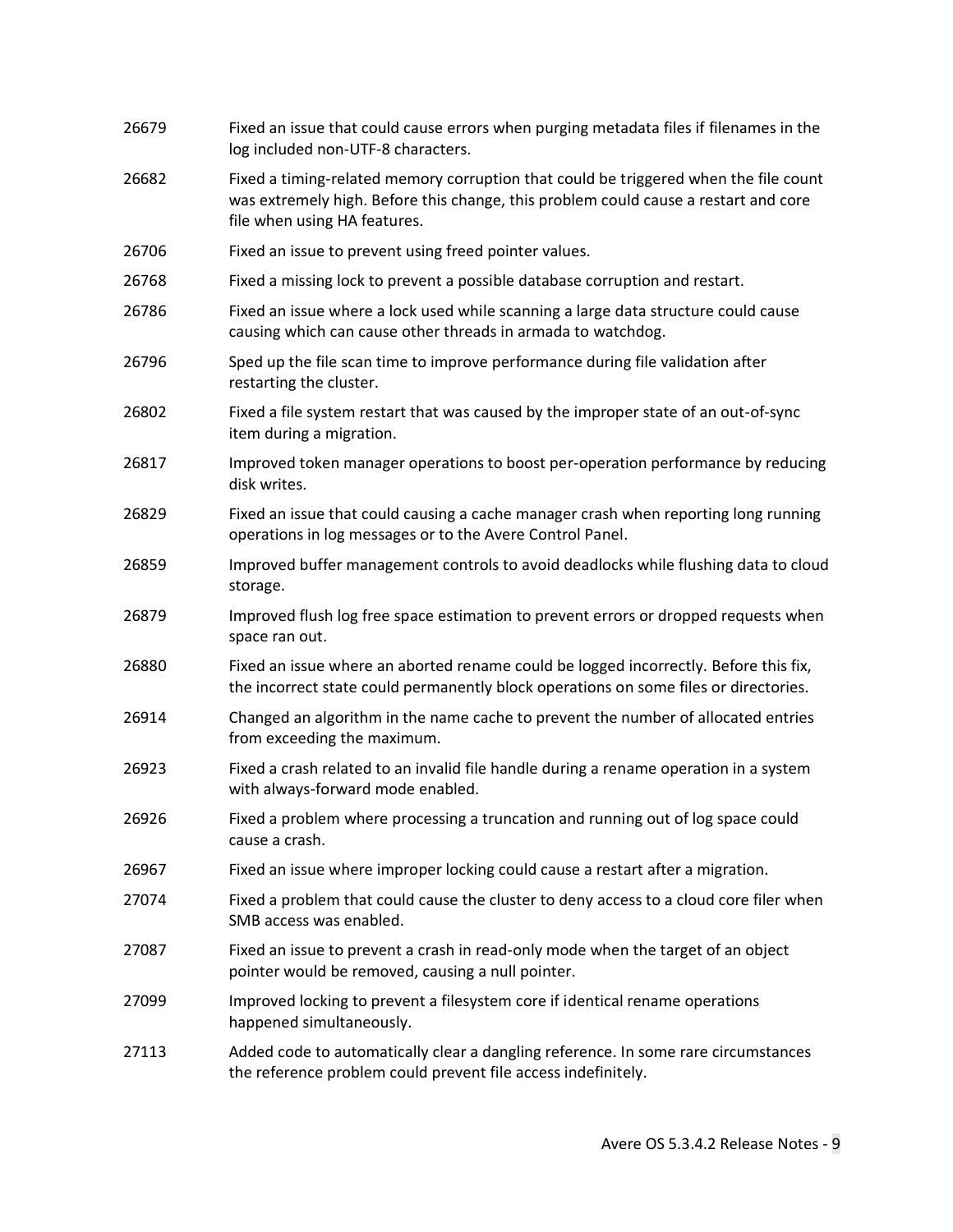| | |
|---|---|
| 26679 | Fixed an issue that could cause errors when purging metadata files if filenames in the log included non-UTF-8 characters. |
| 26682 | Fixed a timing-related memory corruption that could be triggered when the file count was extremely high. Before this change, this problem could cause a restart and core file when using HA features. |
| 26706 | Fixed an issue to prevent using freed pointer values. |
| 26768 | Fixed a missing lock to prevent a possible database corruption and restart. |
| 26786 | Fixed an issue where a lock used while scanning a large data structure could cause causing which can cause other threads in armada to watchdog. |
| 26796 | Sped up the file scan time to improve performance during file validation after restarting the cluster. |
| 26802 | Fixed a file system restart that was caused by the improper state of an out-of-sync item during a migration. |
| 26817 | Improved token manager operations to boost per-operation performance by reducing disk writes. |
| 26829 | Fixed an issue that could causing a cache manager crash when reporting long running operations in log messages or to the Avere Control Panel. |
| 26859 | Improved buffer management controls to avoid deadlocks while flushing data to cloud storage. |
| 26879 | Improved flush log free space estimation to prevent errors or dropped requests when space ran out. |
| 26880 | Fixed an issue where an aborted rename could be logged incorrectly. Before this fix, the incorrect state could permanently block operations on some files or directories. |
| 26914 | Changed an algorithm in the name cache to prevent the number of allocated entries from exceeding the maximum. |
| 26923 | Fixed a crash related to an invalid file handle during a rename operation in a system with always-forward mode enabled. |
| 26926 | Fixed a problem where processing a truncation and running out of log space could cause a crash. |
| 26967 | Fixed an issue where improper locking could cause a restart after a migration. |
| 27074 | Fixed a problem that could cause the cluster to deny access to a cloud core filer when SMB access was enabled. |
| 27087 | Fixed an issue to prevent a crash in read-only mode when the target of an object pointer would be removed, causing a null pointer. |
| 27099 | Improved locking to prevent a filesystem core if identical rename operations happened simultaneously. |
| 27113 | Added code to automatically clear a dangling reference. In some rare circumstances the reference problem could prevent file access indefinitely. |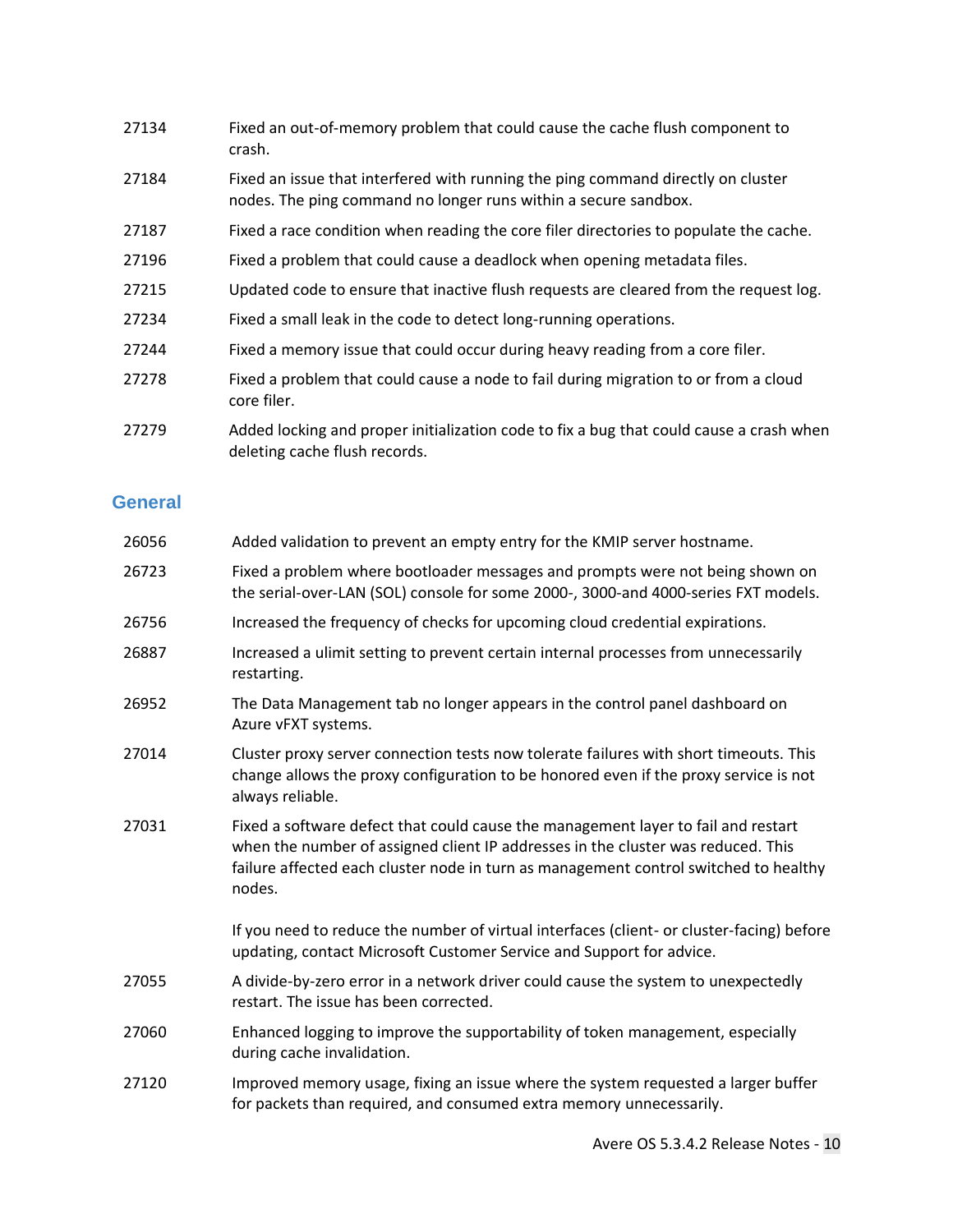| | |
|---|---|
| 27134 | Fixed an out-of-memory problem that could cause the cache flush component to crash. |
| 27184 | Fixed an issue that interfered with running the ping command directly on cluster nodes. The ping command no longer runs within a secure sandbox. |
| 27187 | Fixed a race condition when reading the core filer directories to populate the cache. |
| 27196 | Fixed a problem that could cause a deadlock when opening metadata files. |
| 27215 | Updated code to ensure that inactive flush requests are cleared from the request log. |
| 27234 | Fixed a small leak in the code to detect long-running operations. |
| 27244 | Fixed a memory issue that could occur during heavy reading from a core filer. |
| 27278 | Fixed a problem that could cause a node to fail during migration to or from a cloud core filer. |
| 27279 | Added locking and proper initialization code to fix a bug that could cause a crash when deleting cache flush records. |

## General

| | |
|---|---|
| 26056 | Added validation to prevent an empty entry for the KMIP server hostname. |
| 26723 | Fixed a problem where bootloader messages and prompts were not being shown on the serial-over-LAN (SOL) console for some 2000-, 3000-and 4000-series FXT models. |
| 26756 | Increased the frequency of checks for upcoming cloud credential expirations. |
| 26887 | Increased a ulimit setting to prevent certain internal processes from unnecessarily restarting. |
| 26952 | The Data Management tab no longer appears in the control panel dashboard on Azure vFXT systems. |
| 27014 | Cluster proxy server connection tests now tolerate failures with short timeouts. This change allows the proxy configuration to be honored even if the proxy service is not always reliable. |
| 27031 | Fixed a software defect that could cause the management layer to fail and restart when the number of assigned client IP addresses in the cluster was reduced. This failure affected each cluster node in turn as management control switched to healthy nodes.<br><br>If you need to reduce the number of virtual interfaces (client- or cluster-facing) before updating, contact Microsoft Customer Service and Support for advice. |
| 27055 | A divide-by-zero error in a network driver could cause the system to unexpectedly restart. The issue has been corrected. |
| 27060 | Enhanced logging to improve the supportability of token management, especially during cache invalidation. |
| 27120 | Improved memory usage, fixing an issue where the system requested a larger buffer for packets than required, and consumed extra memory unnecessarily. |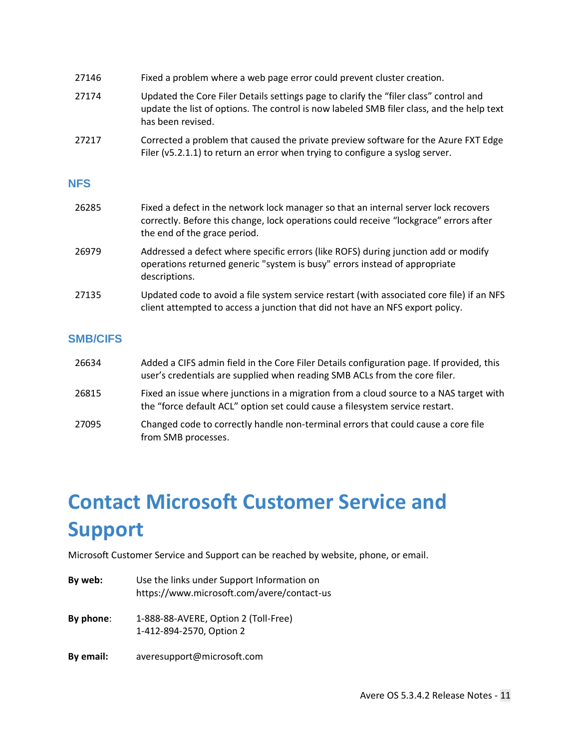| | |
|---|---|
| 27146 | Fixed a problem where a web page error could prevent cluster creation. |
| 27174 | Updated the Core Filer Details settings page to clarify the “filer class” control and update the list of options. The control is now labeled SMB filer class, and the help text has been revised. |
| 27217 | Corrected a problem that caused the private preview software for the Azure FXT Edge Filer (v5.2.1.1) to return an error when trying to configure a syslog server. |

### NFS

| | |
|---|---|
| 26285 | Fixed a defect in the network lock manager so that an internal server lock recovers correctly. Before this change, lock operations could receive “lockgrace” errors after the end of the grace period. |
| 26979 | Addressed a defect where specific errors (like ROFS) during junction add or modify operations returned generic "system is busy" errors instead of appropriate descriptions. |
| 27135 | Updated code to avoid a file system service restart (with associated core file) if an NFS client attempted to access a junction that did not have an NFS export policy. |

### SMB/CIFS

| | |
|---|---|
| 26634 | Added a CIFS admin field in the Core Filer Details configuration page. If provided, this user’s credentials are supplied when reading SMB ACLs from the core filer. |
| 26815 | Fixed an issue where junctions in a migration from a cloud source to a NAS target with the “force default ACL” option set could cause a filesystem service restart. |
| 27095 | Changed code to correctly handle non-terminal errors that could cause a core file from SMB processes. |

# Contact Microsoft Customer Service and Support

Microsoft Customer Service and Support can be reached by website, phone, or email.

**By web:** Use the links under Support Information on https://www.microsoft.com/avere/contact-us

**By phone**: 1-888-88-AVERE, Option 2 (Toll-Free)
1-412-894-2570, Option 2

**By email:** averesupport@microsoft.com